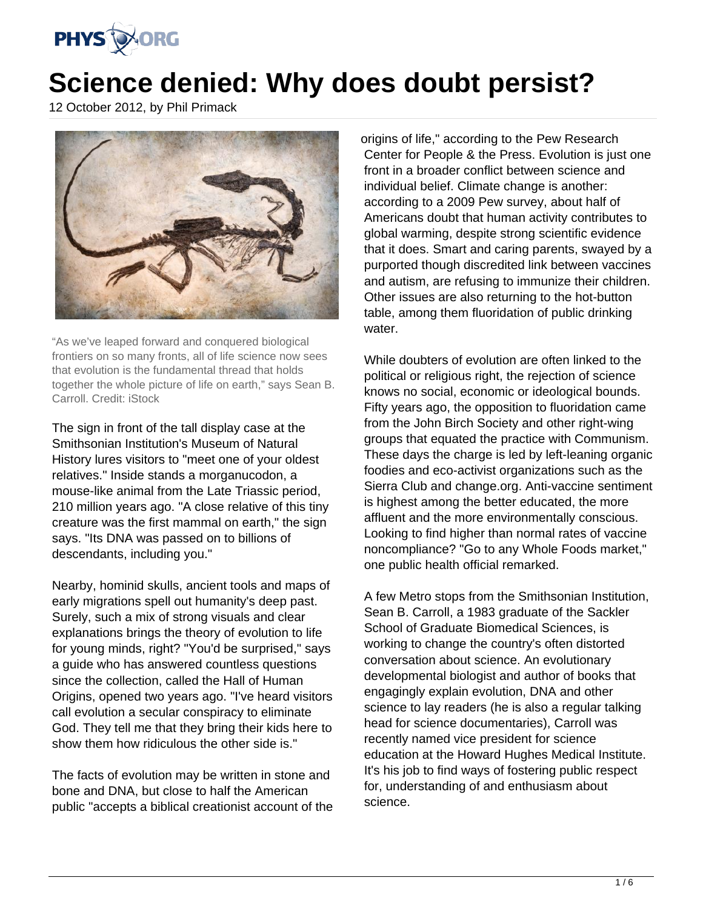# Science denied: Why does doubt persist?

12 October 2012, by Phil Primack

"As we've leaped forward and conquered biological frontiers on so many fronts, all of life science now sees that evolution is the fundamental thread that holds together the whole picture of life on earth," says Sean B. Carroll. Credit: iStock

The sign in front of the tall display case at the Smithsonian Institution's Museum of Natural History lures visitors to "meet one of your oldest relatives." Inside stands a morganucodon, a mouse-like animal from the Late Triassic period, 210 million years ago. "A close relative of this tiny creature was the first mammal on earth," the sign says. "Its DNA was passed on to billions of descendants, including you."

Nearby, hominid skulls, ancient tools and maps of early migrations spell out humanity's deep past. Surely, such a mix of strong visuals and clear explanations brings the theory of evolution to life for young minds, right? "You'd be surprised," says a guide who has answered countless questions since the collection, called the Hall of Human Origins, opened two years ago. "I've heard visitors call evolution a secular conspiracy to eliminate God. They tell me that they bring their kids here to show them how ridiculous the other side is."

The facts of evolution may be written in stone and bone and DNA, but close to half the American public "accepts a biblical creationist account of the origins of life," according to the Pew Research Center for People & the Press. Evolution is just one front in a broader conflict between science and individual belief. Climate change is another: according to a 2009 Pew survey, about half of Americans doubt that human activity contributes to global warming, despite strong scientific evidence that it does. Smart and caring parents, swayed by a purported though discredited link between vaccines and autism, are refusing to immunize their children. Other issues are also returning to the hot-button table, among them fluoridation of public drinking water.

While doubters of evolution are often linked to the political or religious right, the rejection of science knows no social, economic or ideological bounds. Fifty years ago, the opposition to fluoridation came from the John Birch Society and other right-wing groups that equated the practice with Communism. These days the charge is led by left-leaning organic foodies and eco-activist organizations such as the Sierra Club and change.org. Anti-vaccine sentiment is highest among the better educated, the more affluent and the more environmentally conscious. Looking to find higher than normal rates of vaccine noncompliance? "Go to any Whole Foods market," one public health official remarked.

A few Metro stops from the Smithsonian Institution, Sean B. Carroll, a 1983 graduate of the Sackler School of Graduate Biomedical Sciences, is working to change the country's often distorted conversation about science. An evolutionary developmental biologist and author of books that engagingly explain evolution, DNA and other science to lay readers (he is also a regular talking head for science documentaries), Carroll was recently named vice president for science education at the Howard Hughes Medical Institute. It's his job to find ways of fostering public respect for, understanding of and enthusiasm about science.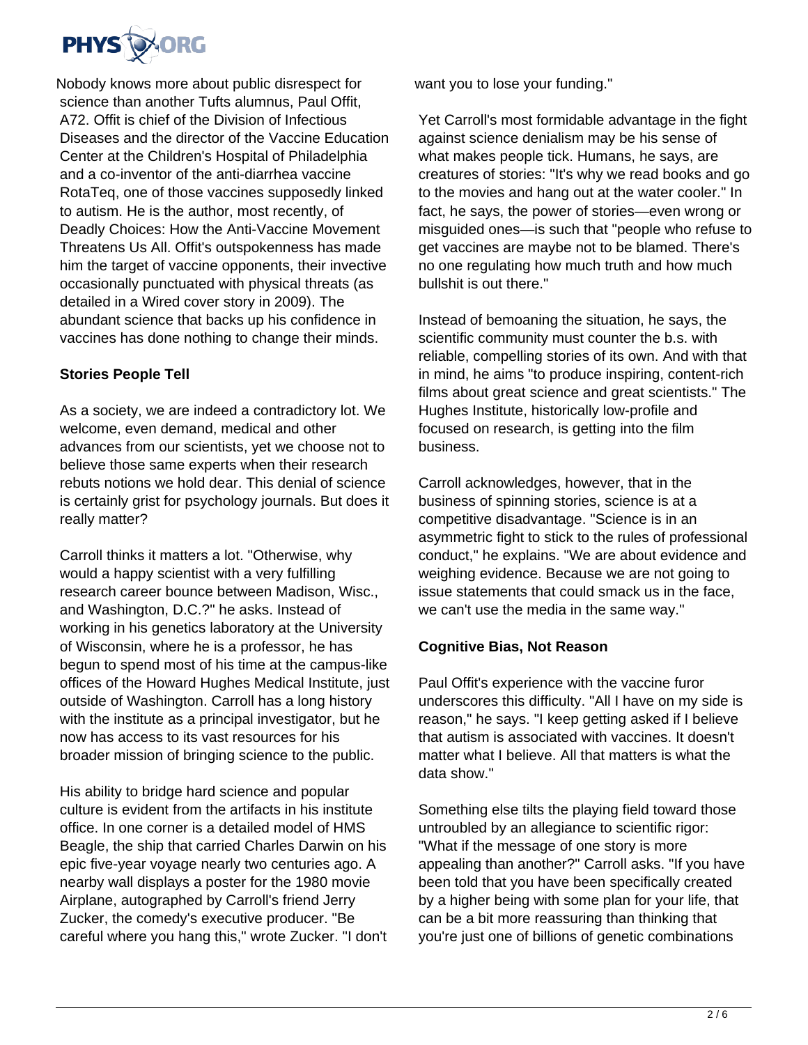Nobody knows more about public disrespect for science than another Tufts alumnus, Paul Offit, A72. Offit is chief of the Division of Infectious Diseases and the director of the Vaccine Education Center at the Children's Hospital of Philadelphia and a co-inventor of the anti-diarrhea vaccine RotaTeq, one of those vaccines supposedly linked to autism. He is the author, most recently, of Deadly Choices: How the Anti-Vaccine Movement Threatens Us All. Offit's outspokenness has made him the target of vaccine opponents, their invective occasionally punctuated with physical threats (as detailed in a Wired cover story in 2009). The abundant science that backs up his confidence in vaccines has done nothing to change their minds.

**Stories People Tell**

As a society, we are indeed a contradictory lot. We welcome, even demand, medical and other advances from our scientists, yet we choose not to believe those same experts when their research rebuts notions we hold dear. This denial of science is certainly grist for psychology journals. But does it really matter?

Carroll thinks it matters a lot. "Otherwise, why would a happy scientist with a very fulfilling research career bounce between Madison, Wisc., and Washington, D.C.?" he asks. Instead of working in his genetics laboratory at the University of Wisconsin, where he is a professor, he has begun to spend most of his time at the campus-like offices of the Howard Hughes Medical Institute, just outside of Washington. Carroll has a long history with the institute as a principal investigator, but he now has access to its vast resources for his broader mission of bringing science to the public.

His ability to bridge hard science and popular culture is evident from the artifacts in his institute office. In one corner is a detailed model of HMS Beagle, the ship that carried Charles Darwin on his epic five-year voyage nearly two centuries ago. A nearby wall displays a poster for the 1980 movie Airplane, autographed by Carroll's friend Jerry Zucker, the comedy's executive producer. "Be careful where you hang this," wrote Zucker. "I don't want you to lose your funding."

Yet Carroll's most formidable advantage in the fight against science denialism may be his sense of what makes people tick. Humans, he says, are creatures of stories: "It's why we read books and go to the movies and hang out at the water cooler." In fact, he says, the power of stories—even wrong or misguided ones—is such that "people who refuse to get vaccines are maybe not to be blamed. There's no one regulating how much truth and how much bullshit is out there."

Instead of bemoaning the situation, he says, the scientific community must counter the b.s. with reliable, compelling stories of its own. And with that in mind, he aims "to produce inspiring, content-rich films about great science and great scientists." The Hughes Institute, historically low-profile and focused on research, is getting into the film business.

Carroll acknowledges, however, that in the business of spinning stories, science is at a competitive disadvantage. "Science is in an asymmetric fight to stick to the rules of professional conduct," he explains. "We are about evidence and weighing evidence. Because we are not going to issue statements that could smack us in the face, we can't use the media in the same way."

**Cognitive Bias, Not Reason**

Paul Offit's experience with the vaccine furor underscores this difficulty. "All I have on my side is reason," he says. "I keep getting asked if I believe that autism is associated with vaccines. It doesn't matter what I believe. All that matters is what the data show."

Something else tilts the playing field toward those untroubled by an allegiance to scientific rigor: "What if the message of one story is more appealing than another?" Carroll asks. "If you have been told that you have been specifically created by a higher being with some plan for your life, that can be a bit more reassuring than thinking that you're just one of billions of genetic combinations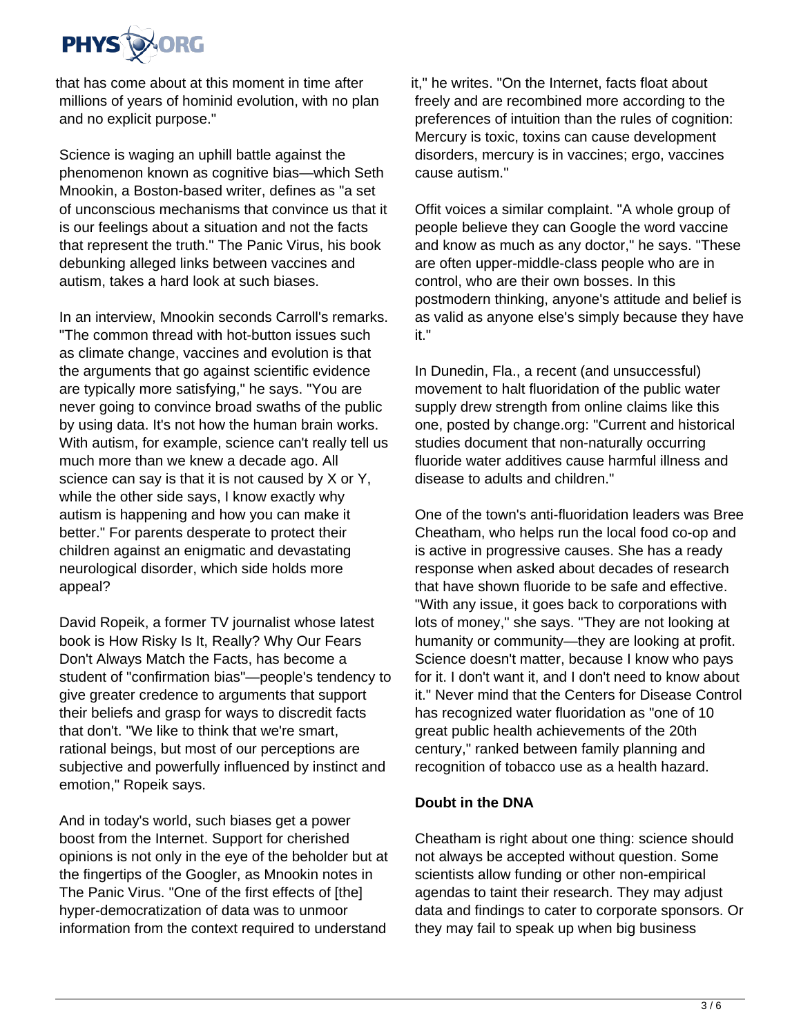that has come about at this moment in time after millions of years of hominid evolution, with no plan and no explicit purpose."

Science is waging an uphill battle against the phenomenon known as cognitive bias—which Seth Mnookin, a Boston-based writer, defines as "a set of unconscious mechanisms that convince us that it is our feelings about a situation and not the facts that represent the truth." The Panic Virus, his book debunking alleged links between vaccines and autism, takes a hard look at such biases.

In an interview, Mnookin seconds Carroll's remarks. "The common thread with hot-button issues such as climate change, vaccines and evolution is that the arguments that go against scientific evidence are typically more satisfying," he says. "You are never going to convince broad swaths of the public by using data. It's not how the human brain works. With autism, for example, science can't really tell us much more than we knew a decade ago. All science can say is that it is not caused by X or Y, while the other side says, I know exactly why autism is happening and how you can make it better." For parents desperate to protect their children against an enigmatic and devastating neurological disorder, which side holds more appeal?

David Ropeik, a former TV journalist whose latest book is How Risky Is It, Really? Why Our Fears Don't Always Match the Facts, has become a student of "confirmation bias"—people's tendency to give greater credence to arguments that support their beliefs and grasp for ways to discredit facts that don't. "We like to think that we're smart, rational beings, but most of our perceptions are subjective and powerfully influenced by instinct and emotion," Ropeik says.

And in today's world, such biases get a power boost from the Internet. Support for cherished opinions is not only in the eye of the beholder but at the fingertips of the Googler, as Mnookin notes in The Panic Virus. "One of the first effects of [the] hyper-democratization of data was to unmoor information from the context required to understand it," he writes. "On the Internet, facts float about freely and are recombined more according to the preferences of intuition than the rules of cognition: Mercury is toxic, toxins can cause development disorders, mercury is in vaccines; ergo, vaccines cause autism."

Offit voices a similar complaint. "A whole group of people believe they can Google the word vaccine and know as much as any doctor," he says. "These are often upper-middle-class people who are in control, who are their own bosses. In this postmodern thinking, anyone's attitude and belief is as valid as anyone else's simply because they have it."

In Dunedin, Fla., a recent (and unsuccessful) movement to halt fluoridation of the public water supply drew strength from online claims like this one, posted by change.org: "Current and historical studies document that non-naturally occurring fluoride water additives cause harmful illness and disease to adults and children."

One of the town's anti-fluoridation leaders was Bree Cheatham, who helps run the local food co-op and is active in progressive causes. She has a ready response when asked about decades of research that have shown fluoride to be safe and effective. "With any issue, it goes back to corporations with lots of money," she says. "They are not looking at humanity or community—they are looking at profit. Science doesn't matter, because I know who pays for it. I don't want it, and I don't need to know about it." Never mind that the Centers for Disease Control has recognized water fluoridation as "one of 10 great public health achievements of the 20th century," ranked between family planning and recognition of tobacco use as a health hazard.

**Doubt in the DNA**

Cheatham is right about one thing: science should not always be accepted without question. Some scientists allow funding or other non-empirical agendas to taint their research. They may adjust data and findings to cater to corporate sponsors. Or they may fail to speak up when big business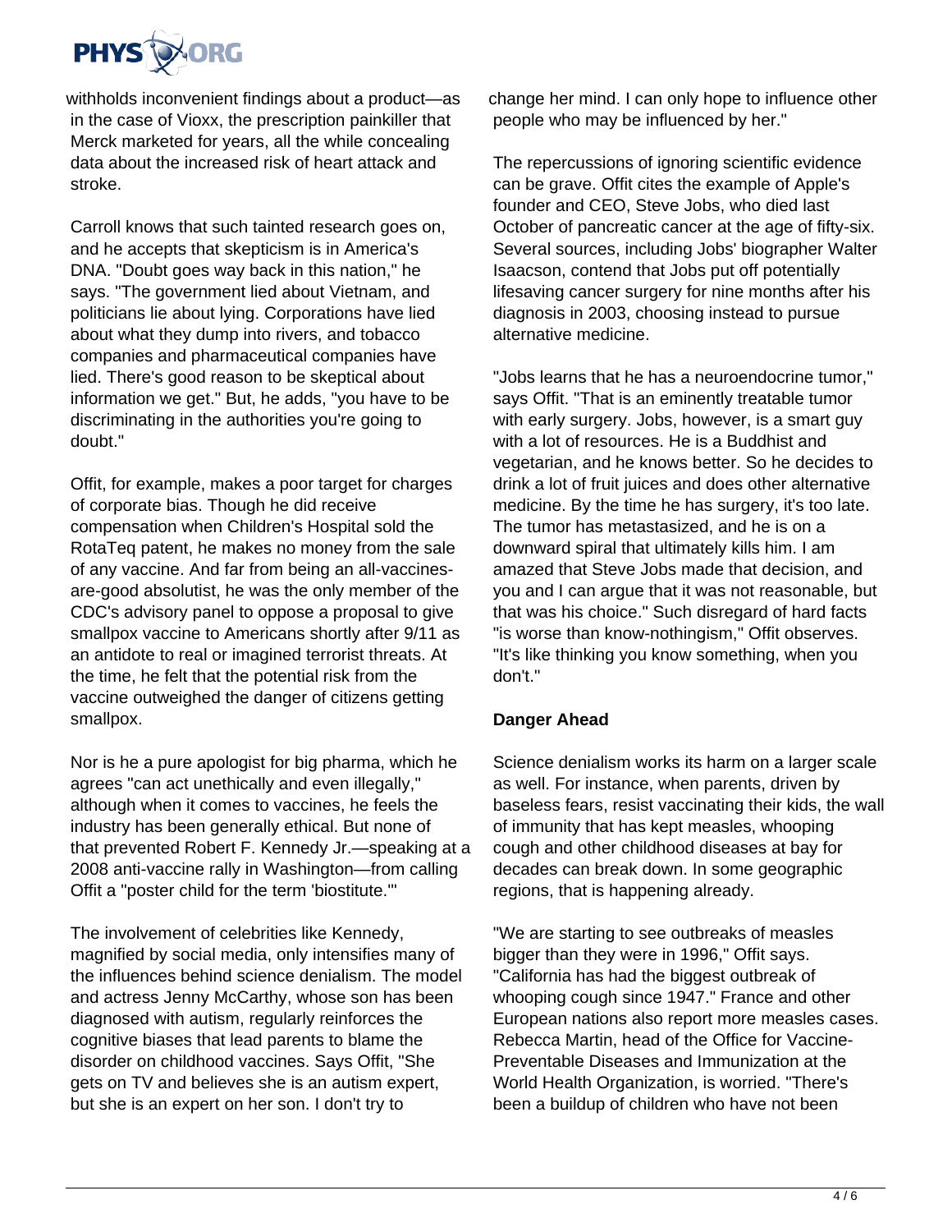withholds inconvenient findings about a product—as in the case of Vioxx, the prescription painkiller that Merck marketed for years, all the while concealing data about the increased risk of heart attack and stroke.

Carroll knows that such tainted research goes on, and he accepts that skepticism is in America's DNA. "Doubt goes way back in this nation," he says. "The government lied about Vietnam, and politicians lie about lying. Corporations have lied about what they dump into rivers, and tobacco companies and pharmaceutical companies have lied. There's good reason to be skeptical about information we get." But, he adds, "you have to be discriminating in the authorities you're going to doubt."

Offit, for example, makes a poor target for charges of corporate bias. Though he did receive compensation when Children's Hospital sold the RotaTeq patent, he makes no money from the sale of any vaccine. And far from being an all-vaccines-are-good absolutist, he was the only member of the CDC's advisory panel to oppose a proposal to give smallpox vaccine to Americans shortly after 9/11 as an antidote to real or imagined terrorist threats. At the time, he felt that the potential risk from the vaccine outweighed the danger of citizens getting smallpox.

Nor is he a pure apologist for big pharma, which he agrees "can act unethically and even illegally," although when it comes to vaccines, he feels the industry has been generally ethical. But none of that prevented Robert F. Kennedy Jr.—speaking at a 2008 anti-vaccine rally in Washington—from calling Offit a "poster child for the term 'biostitute.'"

The involvement of celebrities like Kennedy, magnified by social media, only intensifies many of the influences behind science denialism. The model and actress Jenny McCarthy, whose son has been diagnosed with autism, regularly reinforces the cognitive biases that lead parents to blame the disorder on childhood vaccines. Says Offit, "She gets on TV and believes she is an autism expert, but she is an expert on her son. I don't try to change her mind. I can only hope to influence other people who may be influenced by her."

The repercussions of ignoring scientific evidence can be grave. Offit cites the example of Apple's founder and CEO, Steve Jobs, who died last October of pancreatic cancer at the age of fifty-six. Several sources, including Jobs' biographer Walter Isaacson, contend that Jobs put off potentially lifesaving cancer surgery for nine months after his diagnosis in 2003, choosing instead to pursue alternative medicine.

"Jobs learns that he has a neuroendocrine tumor," says Offit. "That is an eminently treatable tumor with early surgery. Jobs, however, is a smart guy with a lot of resources. He is a Buddhist and vegetarian, and he knows better. So he decides to drink a lot of fruit juices and does other alternative medicine. By the time he has surgery, it's too late. The tumor has metastasized, and he is on a downward spiral that ultimately kills him. I am amazed that Steve Jobs made that decision, and you and I can argue that it was not reasonable, but that was his choice." Such disregard of hard facts "is worse than know-nothingism," Offit observes. "It's like thinking you know something, when you don't."

**Danger Ahead**

Science denialism works its harm on a larger scale as well. For instance, when parents, driven by baseless fears, resist vaccinating their kids, the wall of immunity that has kept measles, whooping cough and other childhood diseases at bay for decades can break down. In some geographic regions, that is happening already.

"We are starting to see outbreaks of measles bigger than they were in 1996," Offit says. "California has had the biggest outbreak of whooping cough since 1947." France and other European nations also report more measles cases. Rebecca Martin, head of the Office for Vaccine-Preventable Diseases and Immunization at the World Health Organization, is worried. "There's been a buildup of children who have not been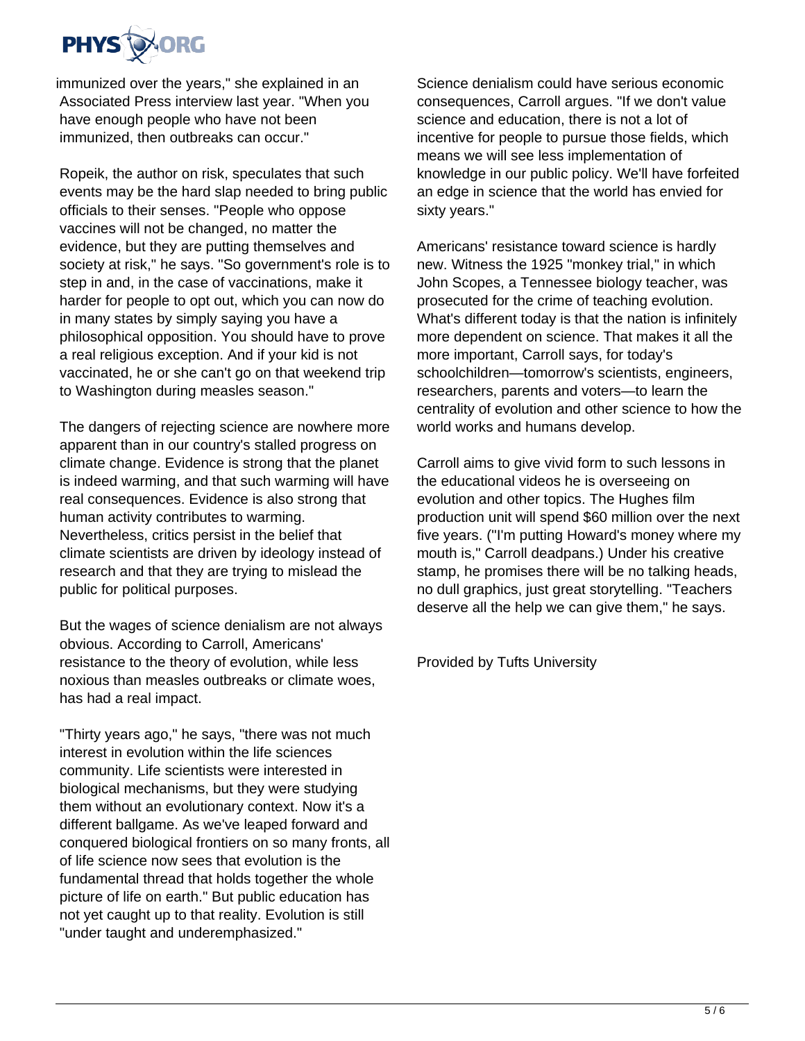immunized over the years," she explained in an Associated Press interview last year. "When you have enough people who have not been immunized, then outbreaks can occur."

Ropeik, the author on risk, speculates that such events may be the hard slap needed to bring public officials to their senses. "People who oppose vaccines will not be changed, no matter the evidence, but they are putting themselves and society at risk," he says. "So government's role is to step in and, in the case of vaccinations, make it harder for people to opt out, which you can now do in many states by simply saying you have a philosophical opposition. You should have to prove a real religious exception. And if your kid is not vaccinated, he or she can't go on that weekend trip to Washington during measles season."

The dangers of rejecting science are nowhere more apparent than in our country's stalled progress on climate change. Evidence is strong that the planet is indeed warming, and that such warming will have real consequences. Evidence is also strong that human activity contributes to warming. Nevertheless, critics persist in the belief that climate scientists are driven by ideology instead of research and that they are trying to mislead the public for political purposes.

But the wages of science denialism are not always obvious. According to Carroll, Americans' resistance to the theory of evolution, while less noxious than measles outbreaks or climate woes, has had a real impact.

"Thirty years ago," he says, "there was not much interest in evolution within the life sciences community. Life scientists were interested in biological mechanisms, but they were studying them without an evolutionary context. Now it's a different ballgame. As we've leaped forward and conquered biological frontiers on so many fronts, all of life science now sees that evolution is the fundamental thread that holds together the whole picture of life on earth." But public education has not yet caught up to that reality. Evolution is still "under taught and underemphasized."

Science denialism could have serious economic consequences, Carroll argues. "If we don't value science and education, there is not a lot of incentive for people to pursue those fields, which means we will see less implementation of knowledge in our public policy. We'll have forfeited an edge in science that the world has envied for sixty years."

Americans' resistance toward science is hardly new. Witness the 1925 "monkey trial," in which John Scopes, a Tennessee biology teacher, was prosecuted for the crime of teaching evolution. What's different today is that the nation is infinitely more dependent on science. That makes it all the more important, Carroll says, for today's schoolchildren—tomorrow's scientists, engineers, researchers, parents and voters—to learn the centrality of evolution and other science to how the world works and humans develop.

Carroll aims to give vivid form to such lessons in the educational videos he is overseeing on evolution and other topics. The Hughes film production unit will spend $60 million over the next five years. ("I'm putting Howard's money where my mouth is," Carroll deadpans.) Under his creative stamp, he promises there will be no talking heads, no dull graphics, just great storytelling. "Teachers deserve all the help we can give them," he says.

Provided by Tufts University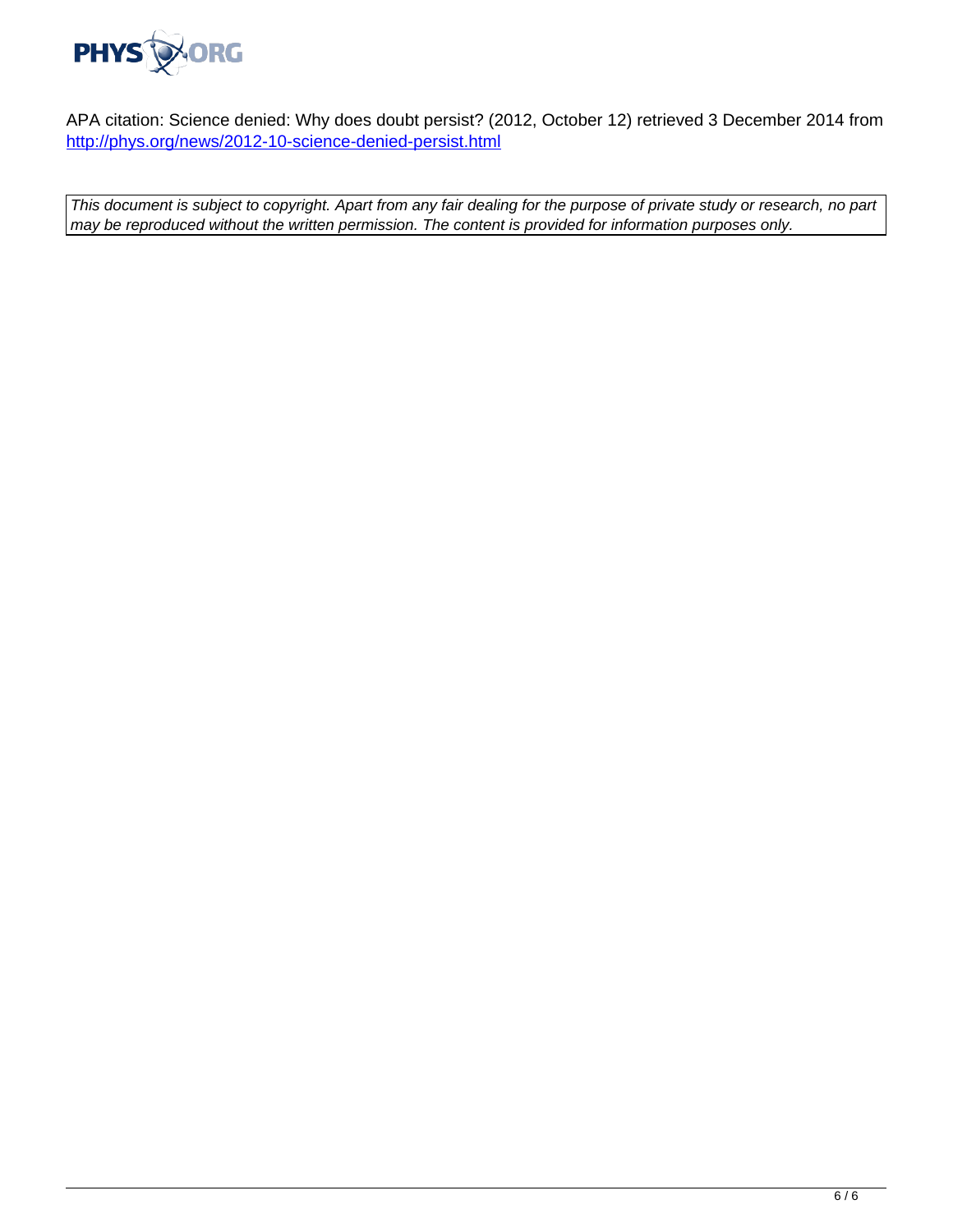APA citation: Science denied: Why does doubt persist? (2012, October 12) retrieved 3 December 2014 from http://phys.org/news/2012-10-science-denied-persist.html

*This document is subject to copyright. Apart from any fair dealing for the purpose of private study or research, no part may be reproduced without the written permission. The content is provided for information purposes only.*